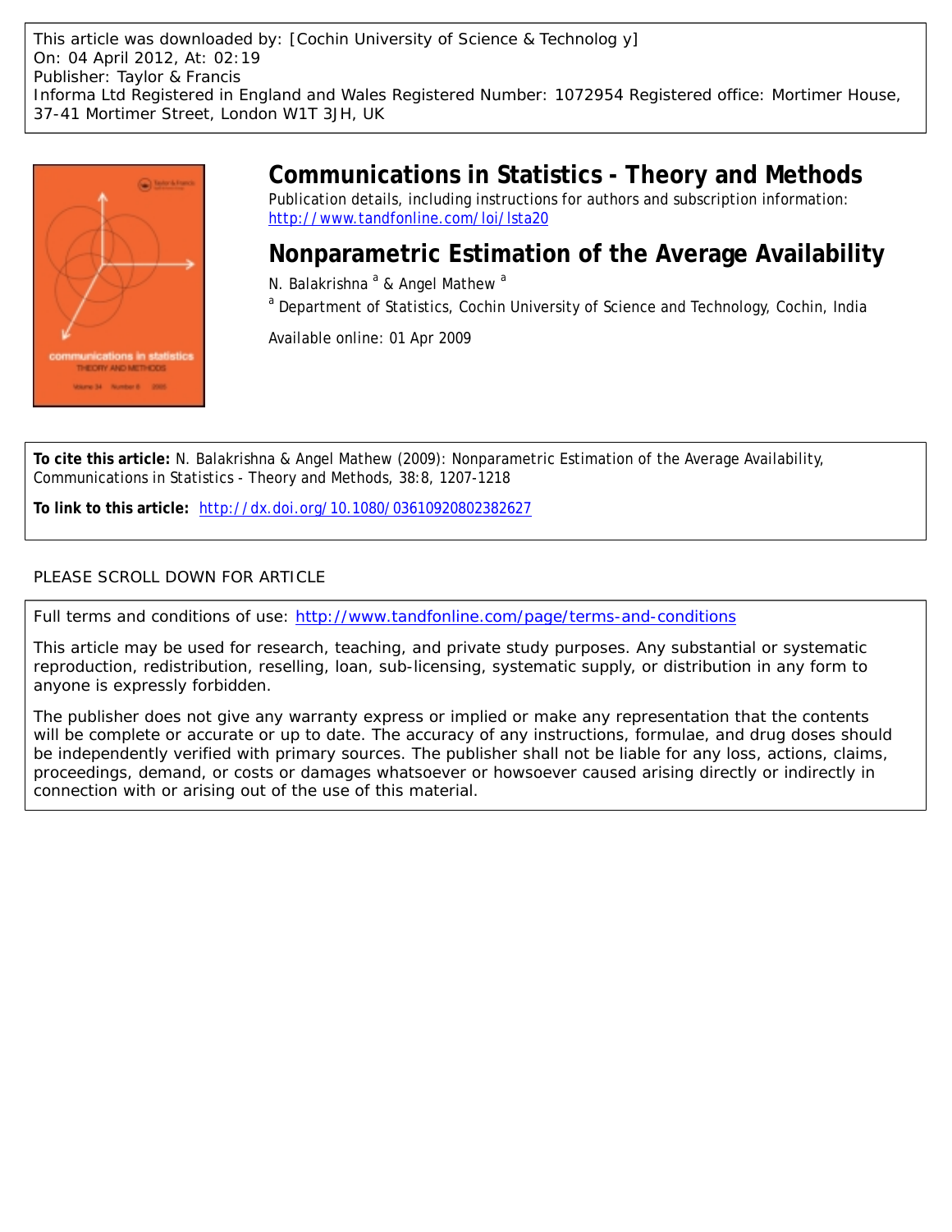This article was downloaded by: [Cochin University of Science & Technolog y]
On: 04 April 2012, At: 02:19
Publisher: Taylor & Francis
Informa Ltd Registered in England and Wales Registered Number: 1072954 Registered office: Mortimer House, 37-41 Mortimer Street, London W1T 3JH, UK

# Communications in Statistics - Theory and Methods

Publication details, including instructions for authors and subscription information:
http://www.tandfonline.com/loi/lsta20

# Nonparametric Estimation of the Average Availability

N. Balakrishna [a] & Angel Mathew [a]

[a] Department of Statistics, Cochin University of Science and Technology, Cochin, India

Available online: 01 Apr 2009

**To cite this article:** N. Balakrishna & Angel Mathew (2009): Nonparametric Estimation of the Average Availability, Communications in Statistics - Theory and Methods, 38:8, 1207-1218

**To link to this article:** http://dx.doi.org/10.1080/03610920802382627

PLEASE SCROLL DOWN FOR ARTICLE

Full terms and conditions of use: http://www.tandfonline.com/page/terms-and-conditions

This article may be used for research, teaching, and private study purposes. Any substantial or systematic reproduction, redistribution, reselling, loan, sub-licensing, systematic supply, or distribution in any form to anyone is expressly forbidden.

The publisher does not give any warranty express or implied or make any representation that the contents will be complete or accurate or up to date. The accuracy of any instructions, formulae, and drug doses should be independently verified with primary sources. The publisher shall not be liable for any loss, actions, claims, proceedings, demand, or costs or damages whatsoever or howsoever caused arising directly or indirectly in connection with or arising out of the use of this material.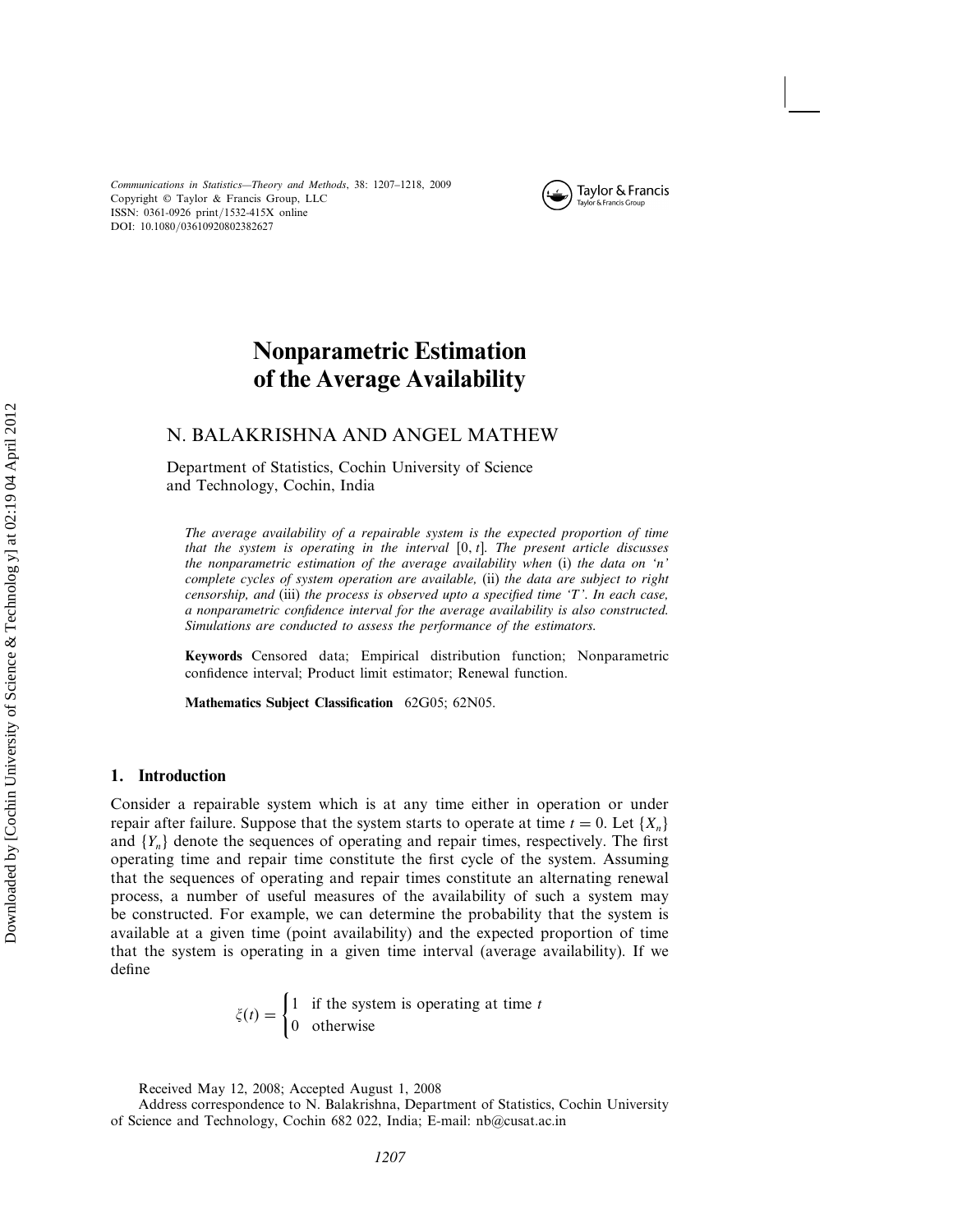# Nonparametric Estimation of the Average Availability

N. BALAKRISHNA AND ANGEL MATHEW

Department of Statistics, Cochin University of Science and Technology, Cochin, India

*The average availability of a repairable system is the expected proportion of time that the system is operating in the interval* $[0, t]$. *The present article discusses the nonparametric estimation of the average availability when* (i) *the data on 'n' complete cycles of system operation are available,* (ii) *the data are subject to right censorship, and* (iii) *the process is observed upto a specified time 'T'. In each case, a nonparametric confidence interval for the average availability is also constructed. Simulations are conducted to assess the performance of the estimators.*

**Keywords** Censored data; Empirical distribution function; Nonparametric confidence interval; Product limit estimator; Renewal function.

**Mathematics Subject Classification** 62G05; 62N05.

## 1. Introduction

Consider a repairable system which is at any time either in operation or under repair after failure. Suppose that the system starts to operate at time $t = 0$. Let $\{X_n\}$ and $\{Y_n\}$ denote the sequences of operating and repair times, respectively. The first operating time and repair time constitute the first cycle of the system. Assuming that the sequences of operating and repair times constitute an alternating renewal process, a number of useful measures of the availability of such a system may be constructed. For example, we can determine the probability that the system is available at a given time (point availability) and the expected proportion of time that the system is operating in a given time interval (average availability). If we define

$$\xi(t) = \begin{cases} 1 & \text{if the system is operating at time } t \\ 0 & \text{otherwise} \end{cases}$$

Received May 12, 2008; Accepted August 1, 2008

Address correspondence to N. Balakrishna, Department of Statistics, Cochin University of Science and Technology, Cochin 682 022, India; E-mail: nb@cusat.ac.in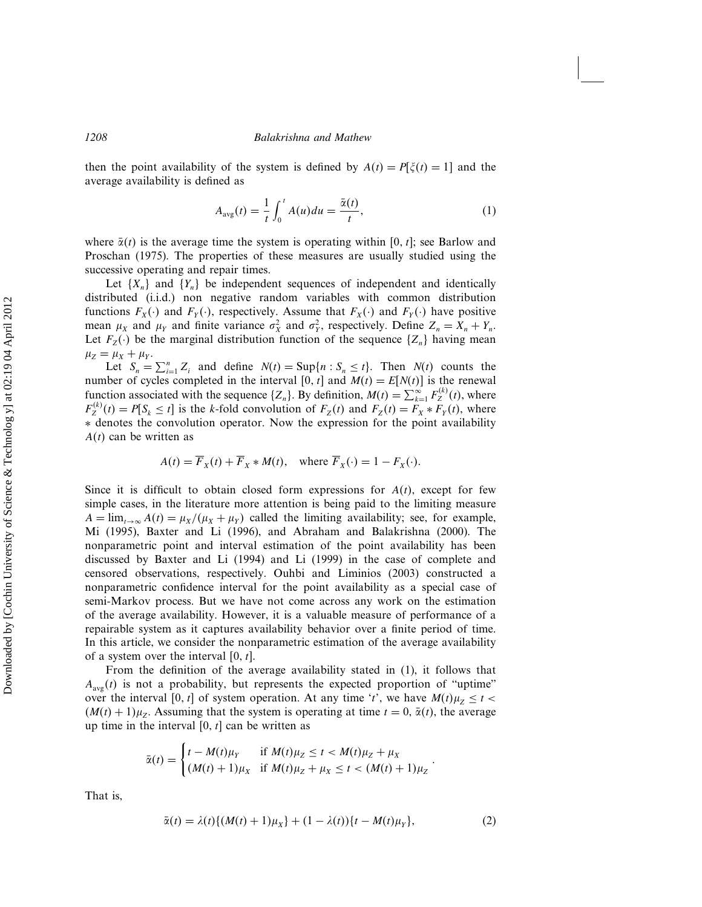then the point availability of the system is defined by $A(t) = P[\xi(t) = 1]$ and the average availability is defined as

$$A_{\text{avg}}(t) = \frac{1}{t}\int_0^t A(u)du = \frac{\bar{\alpha}(t)}{t}, \tag{1}$$

where $\bar{\alpha}(t)$ is the average time the system is operating within $[0, t]$; see Barlow and Proschan (1975). The properties of these measures are usually studied using the successive operating and repair times.

Let $\{X_n\}$ and $\{Y_n\}$ be independent sequences of independent and identically distributed (i.i.d.) non negative random variables with common distribution functions $F_X(\cdot)$ and $F_Y(\cdot)$, respectively. Assume that $F_X(\cdot)$ and $F_Y(\cdot)$ have positive mean $\mu_X$ and $\mu_Y$ and finite variance $\sigma_X^2$ and $\sigma_Y^2$, respectively. Define $Z_n = X_n + Y_n$. Let $F_Z(\cdot)$ be the marginal distribution function of the sequence $\{Z_n\}$ having mean $\mu_Z = \mu_X + \mu_Y$.

Let $S_n = \sum_{i=1}^n Z_i$ and define $N(t) = \text{Sup}\{n : S_n \leq t\}$. Then $N(t)$ counts the number of cycles completed in the interval $[0, t]$ and $M(t) = E[N(t)]$ is the renewal function associated with the sequence $\{Z_n\}$. By definition, $M(t) = \sum_{k=1}^{\infty} F_Z^{(k)}(t)$, where $F_Z^{(k)}(t) = P[S_k \leq t]$ is the $k$-fold convolution of $F_Z(t)$ and $F_Z(t) = F_X * F_Y(t)$, where $*$ denotes the convolution operator. Now the expression for the point availability $A(t)$ can be written as

$$A(t) = \overline{F}_X(t) + \overline{F}_X * M(t), \quad \text{where } \overline{F}_X(\cdot) = 1 - F_X(\cdot).$$

Since it is difficult to obtain closed form expressions for $A(t)$, except for few simple cases, in the literature more attention is being paid to the limiting measure $A = \lim_{t\to\infty} A(t) = \mu_X/(\mu_X + \mu_Y)$ called the limiting availability; see, for example, Mi (1995), Baxter and Li (1996), and Abraham and Balakrishna (2000). The nonparametric point and interval estimation of the point availability has been discussed by Baxter and Li (1994) and Li (1999) in the case of complete and censored observations, respectively. Ouhbi and Liminios (2003) constructed a nonparametric confidence interval for the point availability as a special case of semi-Markov process. But we have not come across any work on the estimation of the average availability. However, it is a valuable measure of performance of a repairable system as it captures availability behavior over a finite period of time. In this article, we consider the nonparametric estimation of the average availability of a system over the interval $[0, t]$.

From the definition of the average availability stated in (1), it follows that $A_{\text{avg}}(t)$ is not a probability, but represents the expected proportion of "uptime" over the interval $[0, t]$ of system operation. At any time '$t$', we have $M(t)\mu_Z \leq t < (M(t) + 1)\mu_Z$. Assuming that the system is operating at time $t = 0$, $\bar{\alpha}(t)$, the average up time in the interval $[0, t]$ can be written as

$$\bar{\alpha}(t) = \begin{cases} t - M(t)\mu_Y & \text{if } M(t)\mu_Z \leq t < M(t)\mu_Z + \mu_X \\ (M(t) + 1)\mu_X & \text{if } M(t)\mu_Z + \mu_X \leq t < (M(t) + 1)\mu_Z \end{cases}.$$

That is,

$$\bar{\alpha}(t) = \lambda(t)\{(M(t) + 1)\mu_X\} + (1 - \lambda(t))\{t - M(t)\mu_Y\}, \tag{2}$$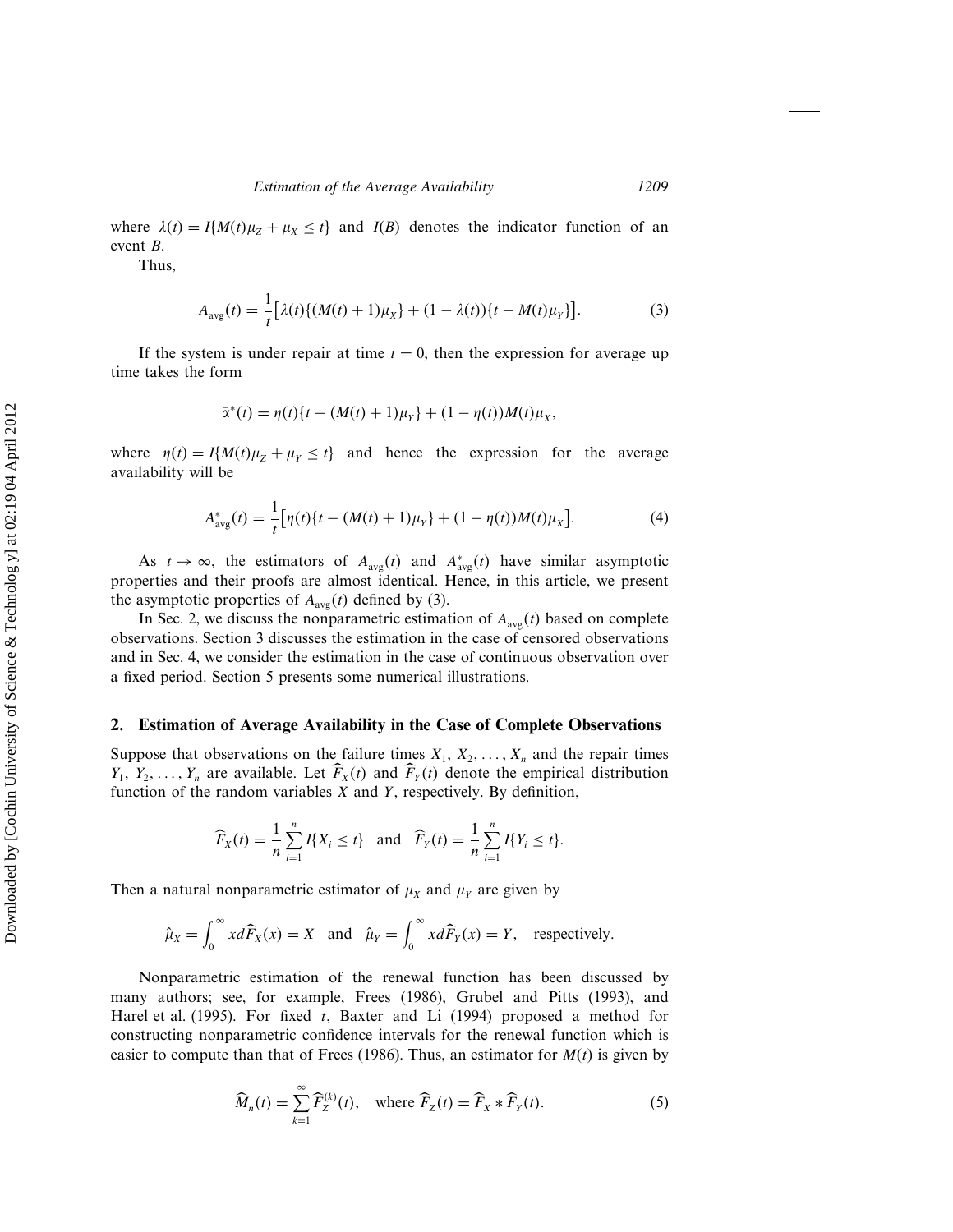where $\lambda(t) = I\{M(t)\mu_Z + \mu_X \leq t\}$ and $I(B)$ denotes the indicator function of an event $B$.

Thus,

$$A_{\text{avg}}(t) = \frac{1}{t}\big[\lambda(t)\{(M(t)+1)\mu_X\} + (1-\lambda(t))\{t - M(t)\mu_Y\}\big]. \tag{3}$$

If the system is under repair at time $t = 0$, then the expression for average up time takes the form

$$\bar{\alpha}^*(t) = \eta(t)\{t - (M(t)+1)\mu_Y\} + (1-\eta(t))M(t)\mu_X,$$

where $\eta(t) = I\{M(t)\mu_Z + \mu_Y \leq t\}$ and hence the expression for the average availability will be

$$A^*_{\text{avg}}(t) = \frac{1}{t}\big[\eta(t)\{t - (M(t)+1)\mu_Y\} + (1-\eta(t))M(t)\mu_X\big]. \tag{4}$$

As $t \to \infty$, the estimators of $A_{\text{avg}}(t)$ and $A^*_{\text{avg}}(t)$ have similar asymptotic properties and their proofs are almost identical. Hence, in this article, we present the asymptotic properties of $A_{\text{avg}}(t)$ defined by (3).

In Sec. 2, we discuss the nonparametric estimation of $A_{\text{avg}}(t)$ based on complete observations. Section 3 discusses the estimation in the case of censored observations and in Sec. 4, we consider the estimation in the case of continuous observation over a fixed period. Section 5 presents some numerical illustrations.

## 2. Estimation of Average Availability in the Case of Complete Observations

Suppose that observations on the failure times $X_1, X_2, \ldots, X_n$ and the repair times $Y_1, Y_2, \ldots, Y_n$ are available. Let $\widehat{F}_X(t)$ and $\widehat{F}_Y(t)$ denote the empirical distribution function of the random variables $X$ and $Y$, respectively. By definition,

$$\widehat{F}_X(t) = \frac{1}{n}\sum_{i=1}^{n} I\{X_i \leq t\} \quad \text{and} \quad \widehat{F}_Y(t) = \frac{1}{n}\sum_{i=1}^{n} I\{Y_i \leq t\}.$$

Then a natural nonparametric estimator of $\mu_X$ and $\mu_Y$ are given by

$$\hat{\mu}_X = \int_0^\infty x d\widehat{F}_X(x) = \overline{X} \quad \text{and} \quad \hat{\mu}_Y = \int_0^\infty x d\widehat{F}_Y(x) = \overline{Y}, \quad \text{respectively.}$$

Nonparametric estimation of the renewal function has been discussed by many authors; see, for example, Frees (1986), Grubel and Pitts (1993), and Harel et al. (1995). For fixed $t$, Baxter and Li (1994) proposed a method for constructing nonparametric confidence intervals for the renewal function which is easier to compute than that of Frees (1986). Thus, an estimator for $M(t)$ is given by

$$\widehat{M}_n(t) = \sum_{k=1}^{\infty} \widehat{F}_Z^{(k)}(t), \quad \text{where } \widehat{F}_Z(t) = \widehat{F}_X * \widehat{F}_Y(t). \tag{5}$$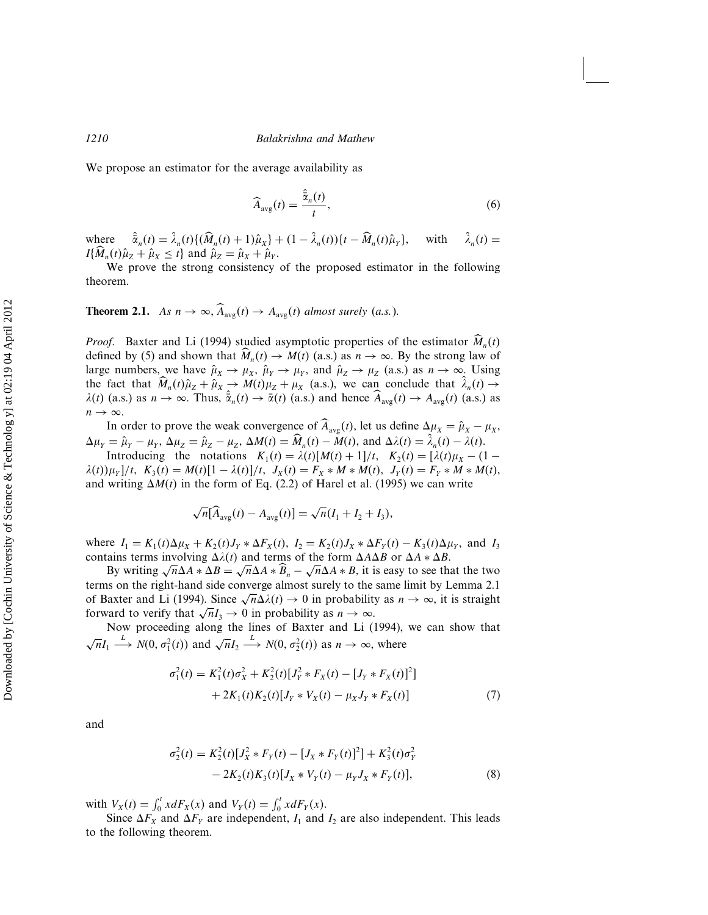We propose an estimator for the average availability as

$$\widehat{A}_{\text{avg}}(t) = \frac{\hat{\bar{\alpha}}_n(t)}{t}, \tag{6}$$

where $\hat{\bar{\alpha}}_n(t) = \hat{\lambda}_n(t)\{(\widehat{M}_n(t)+1)\hat{\mu}_X\} + (1-\hat{\lambda}_n(t))\{t - \widehat{M}_n(t)\hat{\mu}_Y\}$, with $\hat{\lambda}_n(t) = I\{\widehat{M}_n(t)\hat{\mu}_Z + \hat{\mu}_X \leq t\}$ and $\hat{\mu}_Z = \hat{\mu}_X + \hat{\mu}_Y$.

We prove the strong consistency of the proposed estimator in the following theorem.

**Theorem 2.1.** *As $n \to \infty$, $\widehat{A}_{\text{avg}}(t) \to A_{\text{avg}}(t)$ almost surely (a.s.).*

*Proof.* Baxter and Li (1994) studied asymptotic properties of the estimator $\widehat{M}_n(t)$ defined by (5) and shown that $\widehat{M}_n(t) \to M(t)$ (a.s.) as $n \to \infty$. By the strong law of large numbers, we have $\hat{\mu}_X \to \mu_X$, $\hat{\mu}_Y \to \mu_Y$, and $\hat{\mu}_Z \to \mu_Z$ (a.s.) as $n \to \infty$. Using the fact that $\widehat{M}_n(t)\hat{\mu}_Z + \hat{\mu}_X \to M(t)\mu_Z + \mu_X$ (a.s.), we can conclude that $\hat{\lambda}_n(t) \to \lambda(t)$ (a.s.) as $n \to \infty$. Thus, $\hat{\bar{\alpha}}_n(t) \to \bar{\alpha}(t)$ (a.s.) and hence $\widehat{A}_{\text{avg}}(t) \to A_{\text{avg}}(t)$ (a.s.) as $n \to \infty$.

In order to prove the weak convergence of $\widehat{A}_{\text{avg}}(t)$, let us define $\Delta\mu_X = \hat{\mu}_X - \mu_X$, $\Delta\mu_Y = \hat{\mu}_Y - \mu_Y$, $\Delta\mu_Z = \hat{\mu}_Z - \mu_Z$, $\Delta M(t) = \widehat{M}_n(t) - M(t)$, and $\Delta\lambda(t) = \hat{\lambda}_n(t) - \lambda(t)$.

Introducing the notations $K_1(t) = \lambda(t)[M(t)+1]/t$, $K_2(t) = [\lambda(t)\mu_X - (1-\lambda(t))\mu_Y]/t$, $K_3(t) = M(t)[1-\lambda(t)]/t$, $J_X(t) = F_X * M * M(t)$, $J_Y(t) = F_Y * M * M(t)$, and writing $\Delta M(t)$ in the form of Eq. (2.2) of Harel et al. (1995) we can write

$$\sqrt{n}[\widehat{A}_{\text{avg}}(t) - A_{\text{avg}}(t)] = \sqrt{n}(I_1 + I_2 + I_3),$$

where $I_1 = K_1(t)\Delta\mu_X + K_2(t)J_Y * \Delta F_X(t)$, $I_2 = K_2(t)J_X * \Delta F_Y(t) - K_3(t)\Delta\mu_Y$, and $I_3$ contains terms involving $\Delta\lambda(t)$ and terms of the form $\Delta A \Delta B$ or $\Delta A * \Delta B$.

By writing $\sqrt{n}\Delta A * \Delta B = \sqrt{n}\Delta A * \widehat{B}_n - \sqrt{n}\Delta A * B$, it is easy to see that the two terms on the right-hand side converge almost surely to the same limit by Lemma 2.1 of Baxter and Li (1994). Since $\sqrt{n}\Delta\lambda(t) \to 0$ in probability as $n \to \infty$, it is straight forward to verify that $\sqrt{n}I_3 \to 0$ in probability as $n \to \infty$.

Now proceeding along the lines of Baxter and Li (1994), we can show that $\sqrt{n}I_1 \xrightarrow{L} N(0, \sigma_1^2(t))$ and $\sqrt{n}I_2 \xrightarrow{L} N(0, \sigma_2^2(t))$ as $n \to \infty$, where

$$\begin{aligned}\sigma_1^2(t) &= K_1^2(t)\sigma_X^2 + K_2^2(t)[J_Y^2 * F_X(t) - [J_Y * F_X(t)]^2] \\ &\quad + 2K_1(t)K_2(t)[J_Y * V_X(t) - \mu_X J_Y * F_X(t)]\end{aligned} \tag{7}$$

and

$$\begin{aligned}\sigma_2^2(t) &= K_2^2(t)[J_X^2 * F_Y(t) - [J_X * F_Y(t)]^2] + K_3^2(t)\sigma_Y^2 \\ &\quad - 2K_2(t)K_3(t)[J_X * V_Y(t) - \mu_Y J_X * F_Y(t)],\end{aligned} \tag{8}$$

with $V_X(t) = \int_0^t x dF_X(x)$ and $V_Y(t) = \int_0^t x dF_Y(x)$.

Since $\Delta F_X$ and $\Delta F_Y$ are independent, $I_1$ and $I_2$ are also independent. This leads to the following theorem.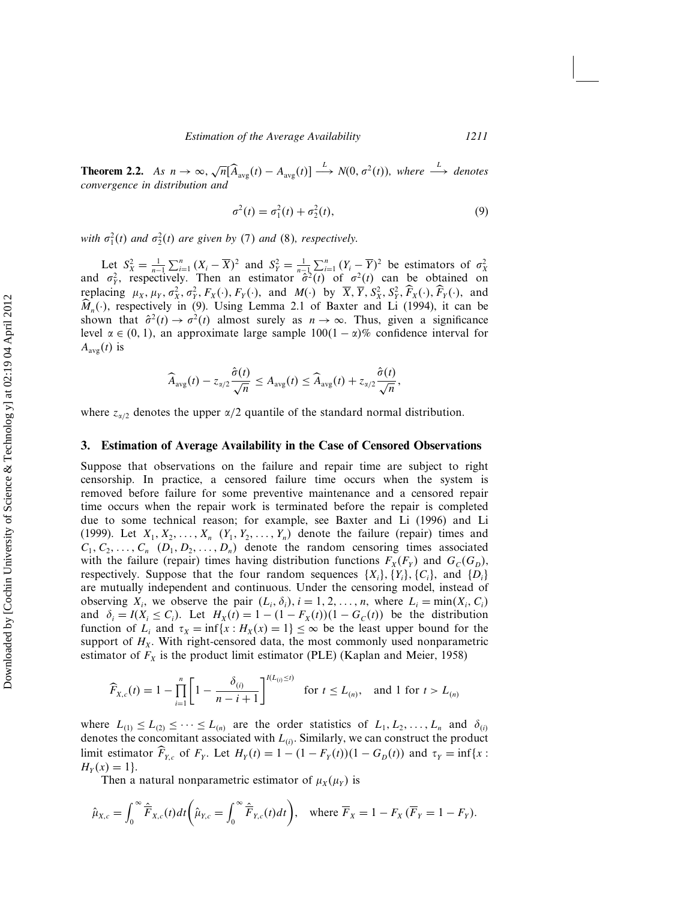**Theorem 2.2.** *As* $n \to \infty$, $\sqrt{n}[\widehat{A}_{\text{avg}}(t) - A_{\text{avg}}(t)] \xrightarrow{L} N(0, \sigma^2(t))$, *where* $\xrightarrow{L}$ *denotes convergence in distribution and*

$$\sigma^2(t) = \sigma_1^2(t) + \sigma_2^2(t), \tag{9}$$

*with* $\sigma_1^2(t)$ *and* $\sigma_2^2(t)$ *are given by* (7) *and* (8), *respectively.*

Let $S_X^2 = \frac{1}{n-1}\sum_{i=1}^{n}(X_i - \overline{X})^2$ and $S_Y^2 = \frac{1}{n-1}\sum_{i=1}^{n}(Y_i - \overline{Y})^2$ be estimators of $\sigma_X^2$ and $\sigma_Y^2$, respectively. Then an estimator $\hat{\sigma}^2(t)$ of $\sigma^2(t)$ can be obtained on replacing $\mu_X, \mu_Y, \sigma_X^2, \sigma_Y^2, F_X(\cdot), F_Y(\cdot)$, and $M(\cdot)$ by $\overline{X}, \overline{Y}, S_X^2, S_Y^2, \widehat{F}_X(\cdot), \widehat{F}_Y(\cdot)$, and $\widehat{M}_n(\cdot)$, respectively in (9). Using Lemma 2.1 of Baxter and Li (1994), it can be shown that $\hat{\sigma}^2(t) \to \sigma^2(t)$ almost surely as $n \to \infty$. Thus, given a significance level $\alpha \in (0, 1)$, an approximate large sample $100(1-\alpha)\%$ confidence interval for $A_{\text{avg}}(t)$ is

$$\widehat{A}_{\text{avg}}(t) - z_{\alpha/2}\frac{\hat{\sigma}(t)}{\sqrt{n}} \le A_{\text{avg}}(t) \le \widehat{A}_{\text{avg}}(t) + z_{\alpha/2}\frac{\hat{\sigma}(t)}{\sqrt{n}},$$

where $z_{\alpha/2}$ denotes the upper $\alpha/2$ quantile of the standard normal distribution.

## 3. Estimation of Average Availability in the Case of Censored Observations

Suppose that observations on the failure and repair time are subject to right censorship. In practice, a censored failure time occurs when the system is removed before failure for some preventive maintenance and a censored repair time occurs when the repair work is terminated before the repair is completed due to some technical reason; for example, see Baxter and Li (1996) and Li (1999). Let $X_1, X_2, \ldots, X_n$ $(Y_1, Y_2, \ldots, Y_n)$ denote the failure (repair) times and $C_1, C_2, \ldots, C_n$ $(D_1, D_2, \ldots, D_n)$ denote the random censoring times associated with the failure (repair) times having distribution functions $F_X(F_Y)$ and $G_C(G_D)$, respectively. Suppose that the four random sequences $\{X_i\}, \{Y_i\}, \{C_i\}$, and $\{D_i\}$ are mutually independent and continuous. Under the censoring model, instead of observing $X_i$, we observe the pair $(L_i, \delta_i), i = 1, 2, \ldots, n$, where $L_i = \min(X_i, C_i)$ and $\delta_i = I(X_i \le C_i)$. Let $H_X(t) = 1 - (1 - F_X(t))(1 - G_C(t))$ be the distribution function of $L_i$ and $\tau_X = \inf\{x : H_X(x) = 1\} \le \infty$ be the least upper bound for the support of $H_X$. With right-censored data, the most commonly used nonparametric estimator of $F_X$ is the product limit estimator (PLE) (Kaplan and Meier, 1958)

$$\widehat{F}_{X,c}(t) = 1 - \prod_{i=1}^{n}\left[1 - \frac{\delta_{(i)}}{n-i+1}\right]^{I(L_{(i)} \le t)} \quad \text{for } t \le L_{(n)}, \quad \text{and 1 for } t > L_{(n)}$$

where $L_{(1)} \le L_{(2)} \le \cdots \le L_{(n)}$ are the order statistics of $L_1, L_2, \ldots, L_n$ and $\delta_{(i)}$ denotes the concomitant associated with $L_{(i)}$. Similarly, we can construct the product limit estimator $\widehat{F}_{Y,c}$ of $F_Y$. Let $H_Y(t) = 1 - (1 - F_Y(t))(1 - G_D(t))$ and $\tau_Y = \inf\{x : H_Y(x) = 1\}$.

Then a natural nonparametric estimator of $\mu_X(\mu_Y)$ is

$$\hat{\mu}_{X,c} = \int_0^\infty \hat{\overline{F}}_{X,c}(t)dt \left(\hat{\mu}_{Y,c} = \int_0^\infty \hat{\overline{F}}_{Y,c}(t)dt\right), \quad \text{where } \overline{F}_X = 1 - F_X \, (\overline{F}_Y = 1 - F_Y).$$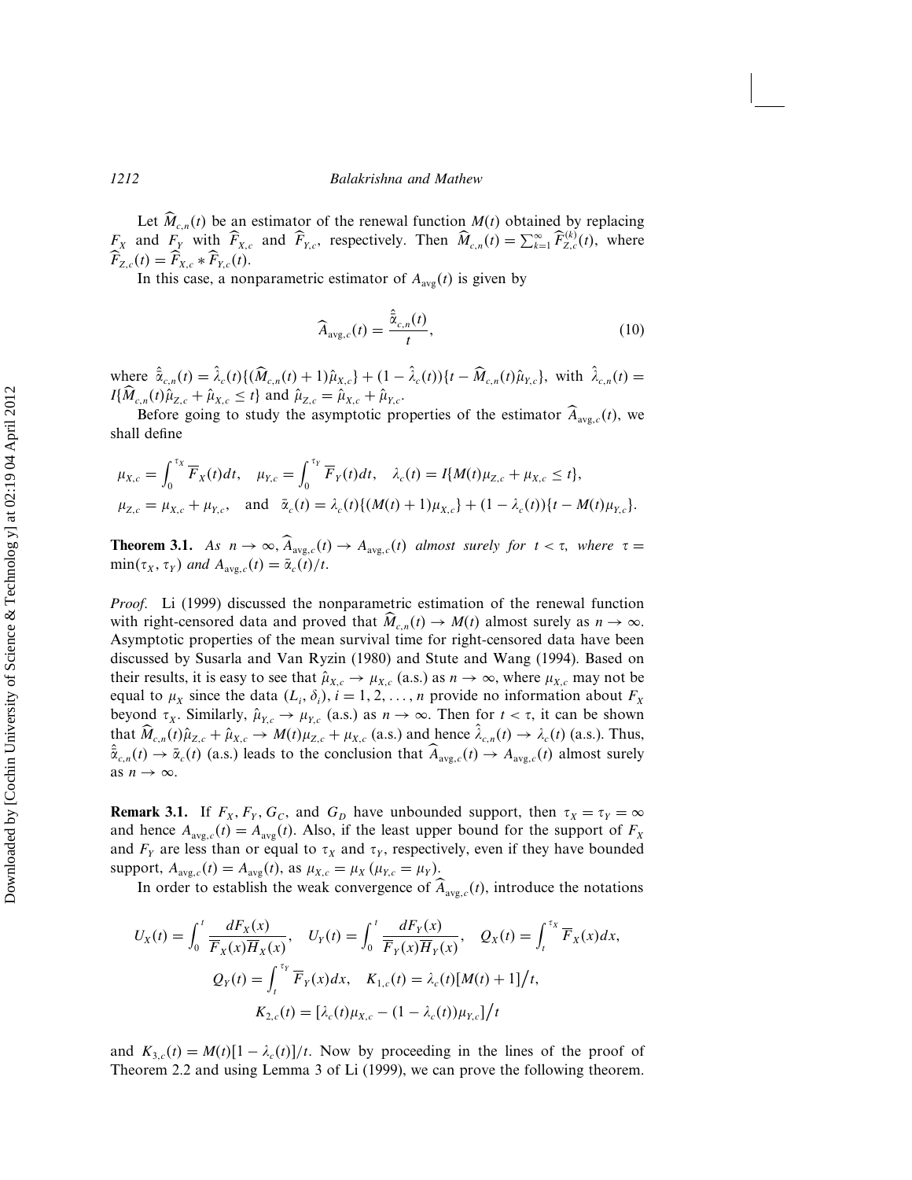Let $\widehat{M}_{c,n}(t)$ be an estimator of the renewal function $M(t)$ obtained by replacing $F_X$ and $F_Y$ with $\widehat{F}_{X,c}$ and $\widehat{F}_{Y,c}$, respectively. Then $\widehat{M}_{c,n}(t) = \sum_{k=1}^{\infty} \widehat{F}_{Z,c}^{(k)}(t)$, where $\widehat{F}_{Z,c}(t) = \widehat{F}_{X,c} * \widehat{F}_{Y,c}(t)$.

In this case, a nonparametric estimator of $A_{\text{avg}}(t)$ is given by

$$\widehat{A}_{\text{avg},c}(t) = \frac{\hat{\bar{\alpha}}_{c,n}(t)}{t}, \tag{10}$$

where $\hat{\bar{\alpha}}_{c,n}(t) = \hat{\lambda}_c(t)\{(\widehat{M}_{c,n}(t)+1)\hat{\mu}_{X,c}\} + (1-\hat{\lambda}_c(t))\{t - \widehat{M}_{c,n}(t)\hat{\mu}_{Y,c}\}$, with $\hat{\lambda}_{c,n}(t) = I\{\widehat{M}_{c,n}(t)\hat{\mu}_{Z,c} + \hat{\mu}_{X,c} \le t\}$ and $\hat{\mu}_{Z,c} = \hat{\mu}_{X,c} + \hat{\mu}_{Y,c}$.

Before going to study the asymptotic properties of the estimator $\widehat{A}_{\text{avg},c}(t)$, we shall define

$$\mu_{X,c} = \int_0^{\tau_X} \overline{F}_X(t)dt, \quad \mu_{Y,c} = \int_0^{\tau_Y} \overline{F}_Y(t)dt, \quad \lambda_c(t) = I\{M(t)\mu_{Z,c} + \mu_{X,c} \le t\},$$
$$\mu_{Z,c} = \mu_{X,c} + \mu_{Y,c}, \quad \text{and} \quad \bar{\alpha}_c(t) = \lambda_c(t)\{(M(t)+1)\mu_{X,c}\} + (1-\lambda_c(t))\{t - M(t)\mu_{Y,c}\}.$$

**Theorem 3.1.** *As $n \to \infty$, $\widehat{A}_{\text{avg},c}(t) \to A_{\text{avg},c}(t)$ almost surely for $t < \tau$, where $\tau = \min(\tau_X, \tau_Y)$ and $A_{\text{avg},c}(t) = \bar{\alpha}_c(t)/t$.*

*Proof.* Li (1999) discussed the nonparametric estimation of the renewal function with right-censored data and proved that $\widehat{M}_{c,n}(t) \to M(t)$ almost surely as $n \to \infty$. Asymptotic properties of the mean survival time for right-censored data have been discussed by Susarla and Van Ryzin (1980) and Stute and Wang (1994). Based on their results, it is easy to see that $\hat{\mu}_{X,c} \to \mu_{X,c}$ (a.s.) as $n \to \infty$, where $\mu_{X,c}$ may not be equal to $\mu_X$ since the data $(L_i, \delta_i)$, $i = 1, 2, \ldots, n$ provide no information about $F_X$ beyond $\tau_X$. Similarly, $\hat{\mu}_{Y,c} \to \mu_{Y,c}$ (a.s.) as $n \to \infty$. Then for $t < \tau$, it can be shown that $\widehat{M}_{c,n}(t)\hat{\mu}_{Z,c} + \hat{\mu}_{X,c} \to M(t)\mu_{Z,c} + \mu_{X,c}$ (a.s.) and hence $\hat{\lambda}_{c,n}(t) \to \lambda_c(t)$ (a.s.). Thus, $\hat{\bar{\alpha}}_{c,n}(t) \to \bar{\alpha}_c(t)$ (a.s.) leads to the conclusion that $\widehat{A}_{\text{avg},c}(t) \to A_{\text{avg},c}(t)$ almost surely as $n \to \infty$.

**Remark 3.1.** If $F_X, F_Y, G_C$, and $G_D$ have unbounded support, then $\tau_X = \tau_Y = \infty$ and hence $A_{\text{avg},c}(t) = A_{\text{avg}}(t)$. Also, if the least upper bound for the support of $F_X$ and $F_Y$ are less than or equal to $\tau_X$ and $\tau_Y$, respectively, even if they have bounded support, $A_{\text{avg},c}(t) = A_{\text{avg}}(t)$, as $\mu_{X,c} = \mu_X$ $(\mu_{Y,c} = \mu_Y)$.

In order to establish the weak convergence of $\widehat{A}_{\text{avg},c}(t)$, introduce the notations

$$U_X(t) = \int_0^t \frac{dF_X(x)}{\overline{F}_X(x)\overline{H}_X(x)}, \quad U_Y(t) = \int_0^t \frac{dF_Y(x)}{\overline{F}_Y(x)\overline{H}_Y(x)}, \quad Q_X(t) = \int_t^{\tau_X} \overline{F}_X(x)dx,$$
$$Q_Y(t) = \int_t^{\tau_Y} \overline{F}_Y(x)dx, \quad K_{1,c}(t) = \lambda_c(t)[M(t)+1]\big/t,$$
$$K_{2,c}(t) = [\lambda_c(t)\mu_{X,c} - (1-\lambda_c(t))\mu_{Y,c}]\big/t$$

and $K_{3,c}(t) = M(t)[1-\lambda_c(t)]/t$. Now by proceeding in the lines of the proof of Theorem 2.2 and using Lemma 3 of Li (1999), we can prove the following theorem.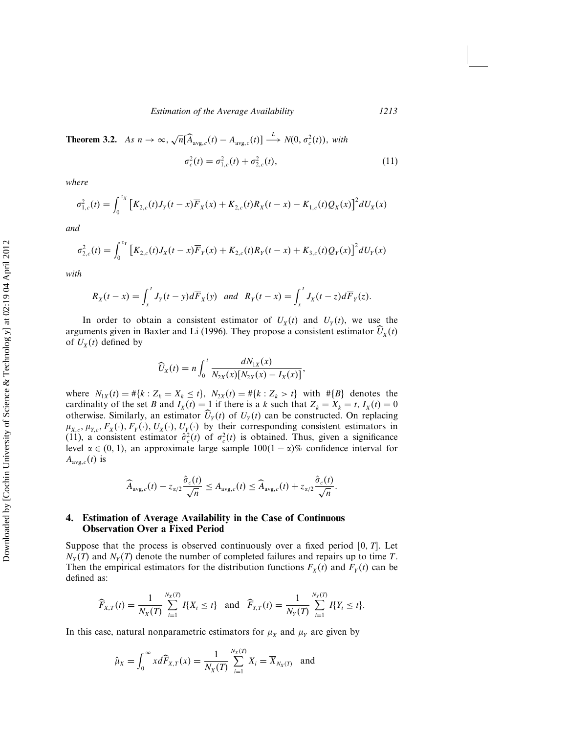**Theorem 3.2.** *As* $n \to \infty$, $\sqrt{n}[\widehat{A}_{\text{avg},c}(t) - A_{\text{avg},c}(t)] \xrightarrow{L} N(0, \sigma_c^2(t))$, *with*

$$\sigma_c^2(t) = \sigma_{1,c}^2(t) + \sigma_{2,c}^2(t), \tag{11}$$

*where*

$$\sigma_{1,c}^2(t) = \int_0^{\tau_X} \left[K_{2,c}(t)J_Y(t-x)\overline{F}_X(x) + K_{2,c}(t)R_X(t-x) - K_{1,c}(t)Q_X(x)\right]^2 dU_X(x)$$

*and*

$$\sigma_{2,c}^2(t) = \int_0^{\tau_Y} \left[K_{2,c}(t)J_X(t-x)\overline{F}_Y(x) + K_{2,c}(t)R_Y(t-x) + K_{3,c}(t)Q_Y(x)\right]^2 dU_Y(x)$$

*with*

$$R_X(t-x) = \int_x^t J_Y(t-y)d\overline{F}_X(y) \quad \textit{and} \quad R_Y(t-x) = \int_x^t J_X(t-z)d\overline{F}_Y(z).$$

In order to obtain a consistent estimator of $U_X(t)$ and $U_Y(t)$, we use the arguments given in Baxter and Li (1996). They propose a consistent estimator $\widehat{U}_X(t)$ of $U_X(t)$ defined by

$$\widehat{U}_X(t) = n\int_0^t \frac{dN_{1X}(x)}{N_{2X}(x)[N_{2X}(x) - I_X(x)]},$$

where $N_{1X}(t) = \#\{k : Z_k = X_k \leq t\}$, $N_{2X}(t) = \#\{k : Z_k > t\}$ with $\#\{B\}$ denotes the cardinality of the set $B$ and $I_X(t) = 1$ if there is a $k$ such that $Z_k = X_k = t$, $I_X(t) = 0$ otherwise. Similarly, an estimator $\widehat{U}_Y(t)$ of $U_Y(t)$ can be constructed. On replacing $\mu_{X,c}, \mu_{Y,c}, F_X(\cdot), F_Y(\cdot), U_X(\cdot), U_Y(\cdot)$ by their corresponding consistent estimators in (11), a consistent estimator $\hat{\sigma}_c^2(t)$ of $\sigma_c^2(t)$ is obtained. Thus, given a significance level $\alpha \in (0, 1)$, an approximate large sample $100(1-\alpha)\%$ confidence interval for $A_{\text{avg},c}(t)$ is

$$\widehat{A}_{\text{avg},c}(t) - z_{\alpha/2}\frac{\hat{\sigma}_c(t)}{\sqrt{n}} \leq A_{\text{avg},c}(t) \leq \widehat{A}_{\text{avg},c}(t) + z_{\alpha/2}\frac{\hat{\sigma}_c(t)}{\sqrt{n}}.$$

## 4. Estimation of Average Availability in the Case of Continuous Observation Over a Fixed Period

Suppose that the process is observed continuously over a fixed period $[0, T]$. Let $N_X(T)$ and $N_Y(T)$ denote the number of completed failures and repairs up to time $T$. Then the empirical estimators for the distribution functions $F_X(t)$ and $F_Y(t)$ can be defined as:

$$\widehat{F}_{X,T}(t) = \frac{1}{N_X(T)}\sum_{i=1}^{N_X(T)} I\{X_i \leq t\} \quad \text{and} \quad \widehat{F}_{Y,T}(t) = \frac{1}{N_Y(T)}\sum_{i=1}^{N_Y(T)} I\{Y_i \leq t\}.$$

In this case, natural nonparametric estimators for $\mu_X$ and $\mu_Y$ are given by

$$\hat{\mu}_X = \int_0^\infty x d\widehat{F}_{X,T}(x) = \frac{1}{N_X(T)}\sum_{i=1}^{N_X(T)} X_i = \overline{X}_{N_X(T)} \quad \text{and}$$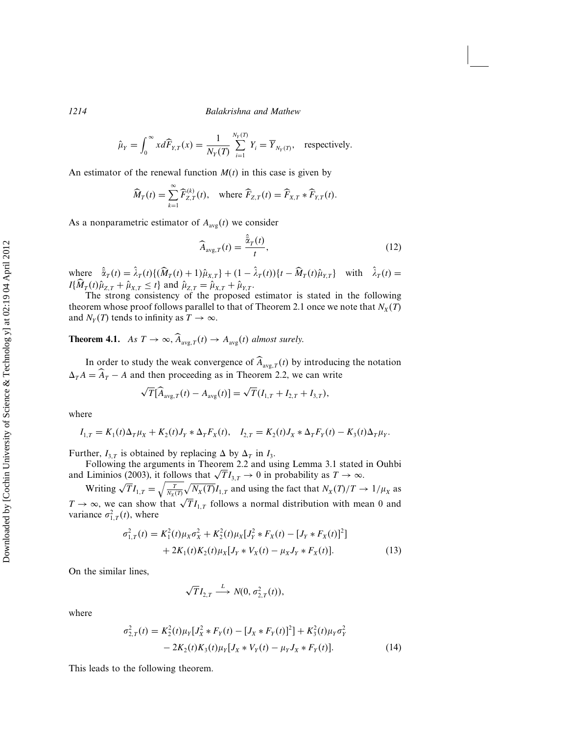$$\hat{\mu}_Y = \int_0^\infty x d\widehat{F}_{Y,T}(x) = \frac{1}{N_Y(T)} \sum_{i=1}^{N_Y(T)} Y_i = \overline{Y}_{N_Y(T)}, \quad \text{respectively.}$$

An estimator of the renewal function $M(t)$ in this case is given by

$$\widehat{M}_T(t) = \sum_{k=1}^{\infty} \widehat{F}_{Z,T}^{(k)}(t), \quad \text{where } \widehat{F}_{Z,T}(t) = \widehat{F}_{X,T} * \widehat{F}_{Y,T}(t).$$

As a nonparametric estimator of $A_{\text{avg}}(t)$ we consider

$$\widehat{A}_{\text{avg},T}(t) = \frac{\hat{\hat{\alpha}}_T(t)}{t}, \tag{12}$$

where $\hat{\hat{\alpha}}_T(t) = \hat{\lambda}_T(t)\{(\widehat{M}_T(t)+1)\hat{\mu}_{X,T}\} + (1-\hat{\lambda}_T(t))\{t - \widehat{M}_T(t)\hat{\mu}_{Y,T}\}$ with $\hat{\lambda}_T(t) = I\{\widehat{M}_T(t)\hat{\mu}_{Z,T} + \hat{\mu}_{X,T} \leq t\}$ and $\hat{\mu}_{Z,T} = \hat{\mu}_{X,T} + \hat{\mu}_{Y,T}$.

The strong consistency of the proposed estimator is stated in the following theorem whose proof follows parallel to that of Theorem 2.1 once we note that $N_X(T)$ and $N_Y(T)$ tends to infinity as $T \to \infty$.

**Theorem 4.1.** *As $T \to \infty$, $\widehat{A}_{\text{avg},T}(t) \to A_{\text{avg}}(t)$ almost surely.*

In order to study the weak convergence of $\widehat{A}_{\text{avg},T}(t)$ by introducing the notation $\Delta_T A = \widehat{A}_T - A$ and then proceeding as in Theorem 2.2, we can write

$$\sqrt{T}[\widehat{A}_{\text{avg},T}(t) - A_{\text{avg}}(t)] = \sqrt{T}(I_{1,T} + I_{2,T} + I_{3,T}),$$

where

$$I_{1,T} = K_1(t)\Delta_T\mu_X + K_2(t)J_Y * \Delta_T F_X(t), \quad I_{2,T} = K_2(t)J_X * \Delta_T F_Y(t) - K_3(t)\Delta_T\mu_Y.$$

Further, $I_{3,T}$ is obtained by replacing $\Delta$ by $\Delta_T$ in $I_3$.

Following the arguments in Theorem 2.2 and using Lemma 3.1 stated in Ouhbi and Limnios (2003), it follows that $\sqrt{T}I_{3,T} \to 0$ in probability as $T \to \infty$.

Writing $\sqrt{T}I_{1,T} = \sqrt{\frac{T}{N_X(T)}}\sqrt{N_X(T)}I_{1,T}$ and using the fact that $N_X(T)/T \to 1/\mu_X$ as $T \to \infty$, we can show that $\sqrt{T}I_{1,T}$ follows a normal distribution with mean 0 and variance $\sigma_{1,T}^2(t)$, where

$$\begin{aligned}\sigma_{1,T}^2(t) = {} & K_1^2(t)\mu_X\sigma_X^2 + K_2^2(t)\mu_X[J_Y^2 * F_X(t) - [J_Y * F_X(t)]^2] \\ & + 2K_1(t)K_2(t)\mu_X[J_Y * V_X(t) - \mu_X J_Y * F_X(t)].\end{aligned} \tag{13}$$

On the similar lines,

$$\sqrt{T}I_{2,T} \xrightarrow{L} N(0, \sigma_{2,T}^2(t)),$$

where

$$\begin{aligned}\sigma_{2,T}^2(t) = {} & K_2^2(t)\mu_Y[J_X^2 * F_Y(t) - [J_X * F_Y(t)]^2] + K_3^2(t)\mu_Y\sigma_Y^2 \\ & - 2K_2(t)K_3(t)\mu_Y[J_X * V_Y(t) - \mu_Y J_X * F_Y(t)].\end{aligned} \tag{14}$$

This leads to the following theorem.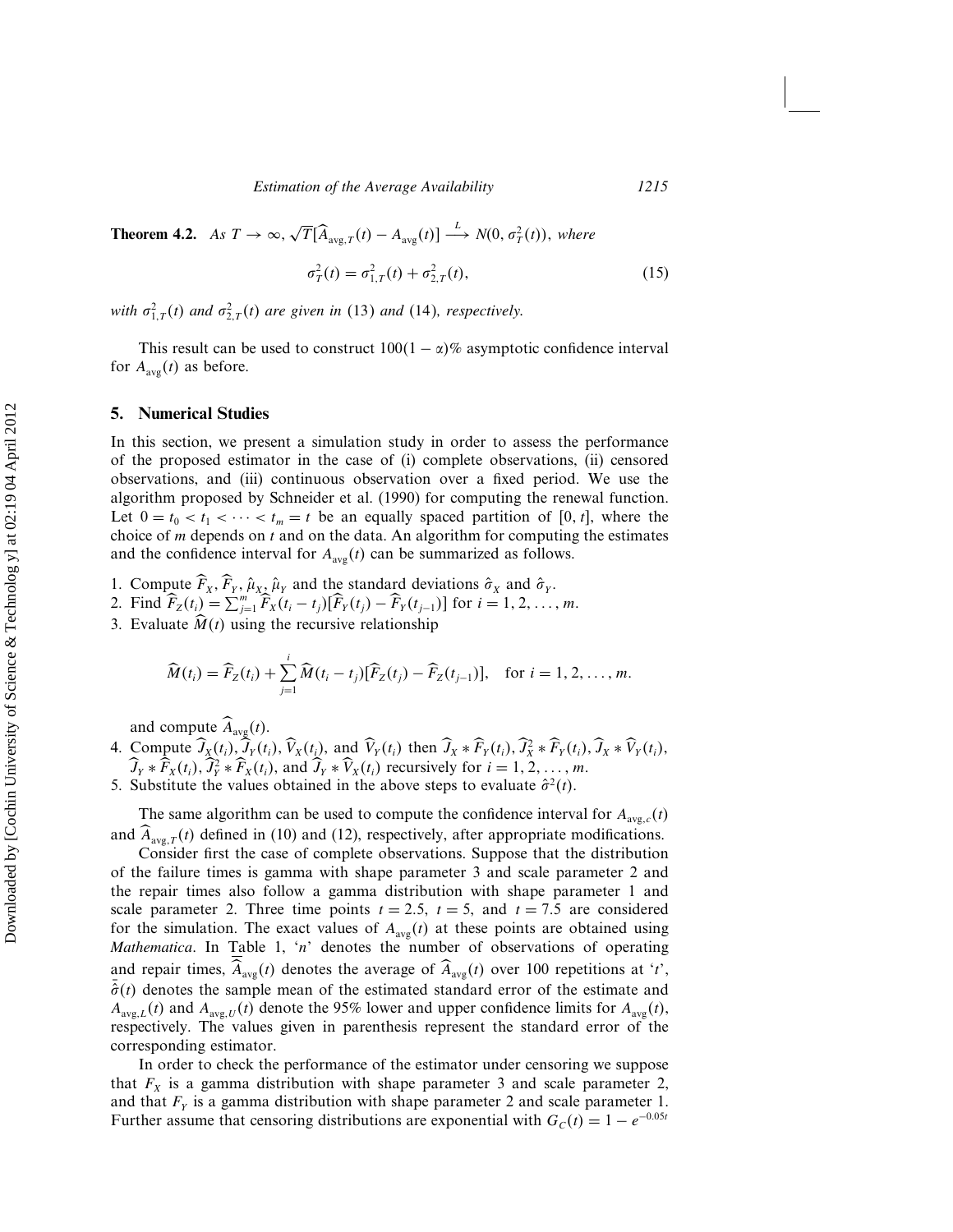**Theorem 4.2.** *As $T \to \infty$, $\sqrt{T}[\widehat{A}_{\text{avg},T}(t) - A_{\text{avg}}(t)] \xrightarrow{L} N(0, \sigma_T^2(t))$, where*

$$\sigma_T^2(t) = \sigma_{1,T}^2(t) + \sigma_{2,T}^2(t), \tag{15}$$

*with $\sigma_{1,T}^2(t)$ and $\sigma_{2,T}^2(t)$ are given in* (13) *and* (14)*, respectively.*

This result can be used to construct $100(1-\alpha)\%$ asymptotic confidence interval for $A_{\text{avg}}(t)$ as before.

## 5. Numerical Studies

In this section, we present a simulation study in order to assess the performance of the proposed estimator in the case of (i) complete observations, (ii) censored observations, and (iii) continuous observation over a fixed period. We use the algorithm proposed by Schneider et al. (1990) for computing the renewal function. Let $0 = t_0 < t_1 < \cdots < t_m = t$ be an equally spaced partition of $[0, t]$, where the choice of $m$ depends on $t$ and on the data. An algorithm for computing the estimates and the confidence interval for $A_{\text{avg}}(t)$ can be summarized as follows.

1. Compute $\widehat{F}_X$, $\widehat{F}_Y$, $\hat{\mu}_X$, $\hat{\mu}_Y$ and the standard deviations $\hat{\sigma}_X$ and $\hat{\sigma}_Y$.
2. Find $\widehat{F}_Z(t_i) = \sum_{j=1}^{m} \widehat{F}_X(t_i - t_j)[\widehat{F}_Y(t_j) - \widehat{F}_Y(t_{j-1})]$ for $i = 1, 2, \ldots, m$.
3. Evaluate $\widehat{M}(t)$ using the recursive relationship

$$\widehat{M}(t_i) = \widehat{F}_Z(t_i) + \sum_{j=1}^{i} \widehat{M}(t_i - t_j)[\widehat{F}_Z(t_j) - \widehat{F}_Z(t_{j-1})], \quad \text{for } i = 1, 2, \ldots, m.$$

   and compute $\widehat{A}_{\text{avg}}(t)$.
4. Compute $\widehat{J}_X(t_i)$, $\widehat{J}_Y(t_i)$, $\widehat{V}_X(t_i)$, and $\widehat{V}_Y(t_i)$ then $\widehat{J}_X * \widehat{F}_Y(t_i)$, $\widehat{J}_X^2 * \widehat{F}_Y(t_i)$, $\widehat{J}_X * \widehat{V}_Y(t_i)$, $\widehat{J}_Y * \widehat{F}_X(t_i)$, $\widehat{J}_Y^2 * \widehat{F}_X(t_i)$, and $\widehat{J}_Y * \widehat{V}_X(t_i)$ recursively for $i = 1, 2, \ldots, m$.
5. Substitute the values obtained in the above steps to evaluate $\hat{\sigma}^2(t)$.

The same algorithm can be used to compute the confidence interval for $A_{\text{avg},c}(t)$ and $\widehat{A}_{\text{avg},T}(t)$ defined in (10) and (12), respectively, after appropriate modifications.

Consider first the case of complete observations. Suppose that the distribution of the failure times is gamma with shape parameter 3 and scale parameter 2 and the repair times also follow a gamma distribution with shape parameter 1 and scale parameter 2. Three time points $t = 2.5$, $t = 5$, and $t = 7.5$ are considered for the simulation. The exact values of $A_{\text{avg}}(t)$ at these points are obtained using *Mathematica*. In Table 1, '$n$' denotes the number of observations of operating and repair times, $\overline{\widehat{A}}_{\text{avg}}(t)$ denotes the average of $\widehat{A}_{\text{avg}}(t)$ over 100 repetitions at '$t$', $\bar{\hat{\sigma}}(t)$ denotes the sample mean of the estimated standard error of the estimate and $A_{\text{avg},L}(t)$ and $A_{\text{avg},U}(t)$ denote the 95% lower and upper confidence limits for $A_{\text{avg}}(t)$, respectively. The values given in parenthesis represent the standard error of the corresponding estimator.

In order to check the performance of the estimator under censoring we suppose that $F_X$ is a gamma distribution with shape parameter 3 and scale parameter 2, and that $F_Y$ is a gamma distribution with shape parameter 2 and scale parameter 1. Further assume that censoring distributions are exponential with $G_C(t) = 1 - e^{-0.05t}$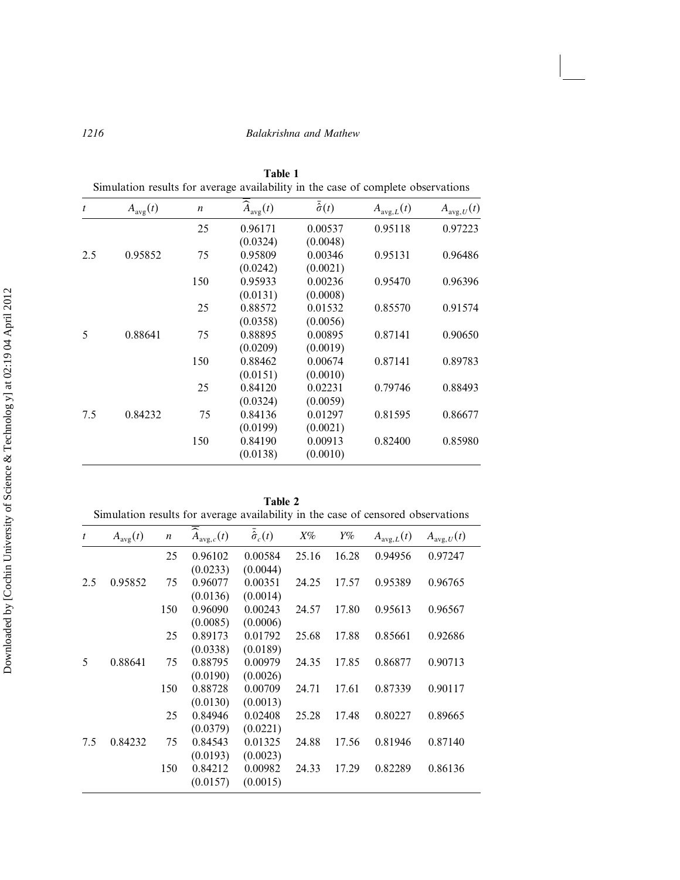**Table 1**
Simulation results for average availability in the case of complete observations

| $t$ | $A_{\text{avg}}(t)$ | $n$ | $\widehat{\widehat{A}}_{\text{avg}}(t)$ | $\bar{\hat{\sigma}}(t)$ | $A_{\text{avg},L}(t)$ | $A_{\text{avg},U}(t)$ |
|---|---|---|---|---|---|---|
| | | 25 | 0.96171 (0.0324) | 0.00537 (0.0048) | 0.95118 | 0.97223 |
| 2.5 | 0.95852 | 75 | 0.95809 (0.0242) | 0.00346 (0.0021) | 0.95131 | 0.96486 |
| | | 150 | 0.95933 (0.0131) | 0.00236 (0.0008) | 0.95470 | 0.96396 |
| | | 25 | 0.88572 (0.0358) | 0.01532 (0.0056) | 0.85570 | 0.91574 |
| 5 | 0.88641 | 75 | 0.88895 (0.0209) | 0.00895 (0.0019) | 0.87141 | 0.90650 |
| | | 150 | 0.88462 (0.0151) | 0.00674 (0.0010) | 0.87141 | 0.89783 |
| | | 25 | 0.84120 (0.0324) | 0.02231 (0.0059) | 0.79746 | 0.88493 |
| 7.5 | 0.84232 | 75 | 0.84136 (0.0199) | 0.01297 (0.0021) | 0.81595 | 0.86677 |
| | | 150 | 0.84190 (0.0138) | 0.00913 (0.0010) | 0.82400 | 0.85980 |

**Table 2**
Simulation results for average availability in the case of censored observations

| $t$ | $A_{\text{avg}}(t)$ | $n$ | $\widehat{\widehat{A}}_{\text{avg},c}(t)$ | $\bar{\hat{\sigma}}_c(t)$ | $X\%$ | $Y\%$ | $A_{\text{avg},L}(t)$ | $A_{\text{avg},U}(t)$ |
|---|---|---|---|---|---|---|---|---|
| | | 25 | 0.96102 (0.0233) | 0.00584 (0.0044) | 25.16 | 16.28 | 0.94956 | 0.97247 |
| 2.5 | 0.95852 | 75 | 0.96077 (0.0136) | 0.00351 (0.0014) | 24.25 | 17.57 | 0.95389 | 0.96765 |
| | | 150 | 0.96090 (0.0085) | 0.00243 (0.0006) | 24.57 | 17.80 | 0.95613 | 0.96567 |
| | | 25 | 0.89173 (0.0338) | 0.01792 (0.0189) | 25.68 | 17.88 | 0.85661 | 0.92686 |
| 5 | 0.88641 | 75 | 0.88795 (0.0190) | 0.00979 (0.0026) | 24.35 | 17.85 | 0.86877 | 0.90713 |
| | | 150 | 0.88728 (0.0130) | 0.00709 (0.0013) | 24.71 | 17.61 | 0.87339 | 0.90117 |
| | | 25 | 0.84946 (0.0379) | 0.02408 (0.0221) | 25.28 | 17.48 | 0.80227 | 0.89665 |
| 7.5 | 0.84232 | 75 | 0.84543 (0.0193) | 0.01325 (0.0023) | 24.88 | 17.56 | 0.81946 | 0.87140 |
| | | 150 | 0.84212 (0.0157) | 0.00982 (0.0015) | 24.33 | 17.29 | 0.82289 | 0.86136 |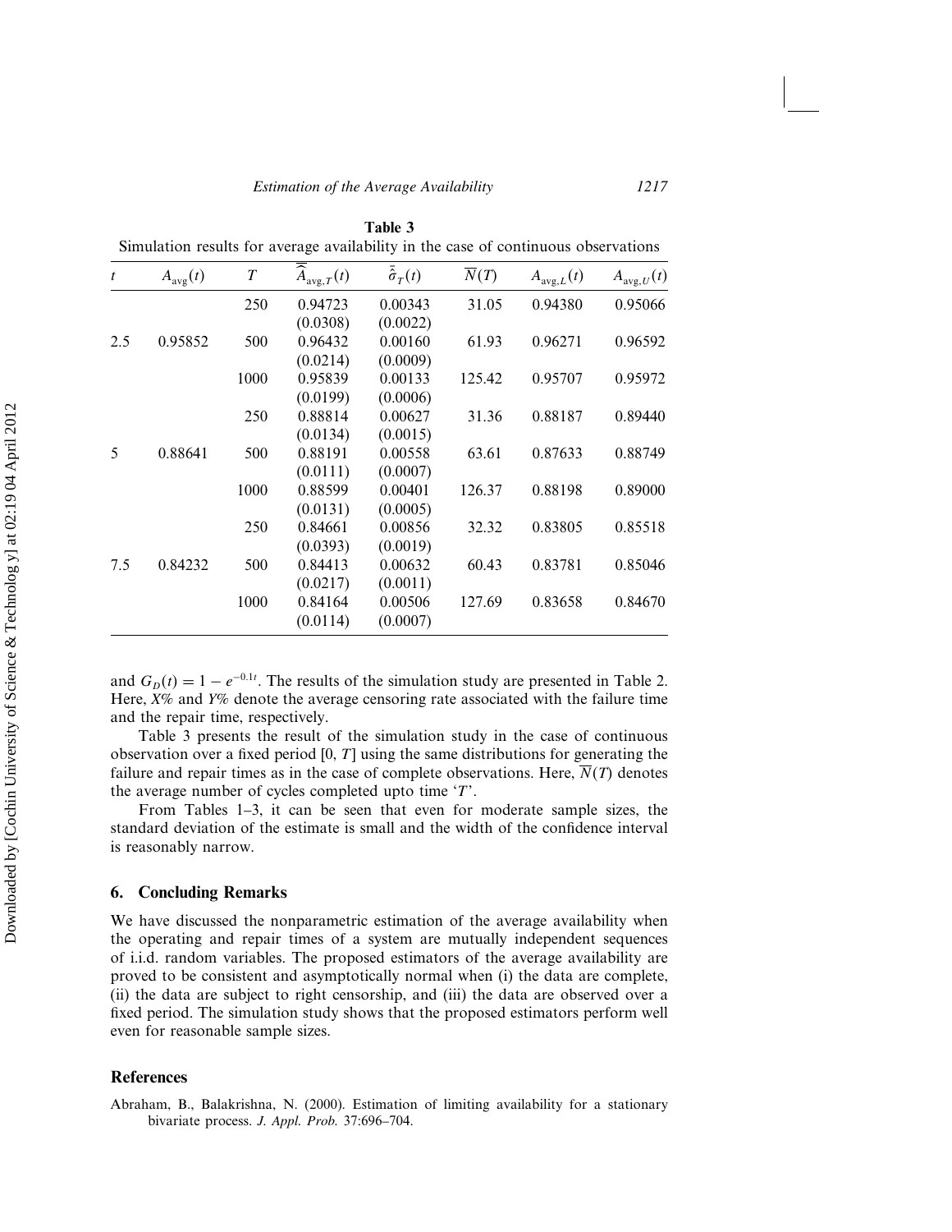**Table 3**
Simulation results for average availability in the case of continuous observations

| $t$ | $A_{\text{avg}}(t)$ | $T$ | $\overline{\widehat{A}}_{\text{avg},T}(t)$ | $\bar{\hat{\sigma}}_T(t)$ | $\overline{N}(T)$ | $A_{\text{avg},L}(t)$ | $A_{\text{avg},U}(t)$ |
|---|---|---|---|---|---|---|---|
| | | 250 | 0.94723 (0.0308) | 0.00343 (0.0022) | 31.05 | 0.94380 | 0.95066 |
| 2.5 | 0.95852 | 500 | 0.96432 (0.0214) | 0.00160 (0.0009) | 61.93 | 0.96271 | 0.96592 |
| | | 1000 | 0.95839 (0.0199) | 0.00133 (0.0006) | 125.42 | 0.95707 | 0.95972 |
| | | 250 | 0.88814 (0.0134) | 0.00627 (0.0015) | 31.36 | 0.88187 | 0.89440 |
| 5 | 0.88641 | 500 | 0.88191 (0.0111) | 0.00558 (0.0007) | 63.61 | 0.87633 | 0.88749 |
| | | 1000 | 0.88599 (0.0131) | 0.00401 (0.0005) | 126.37 | 0.88198 | 0.89000 |
| | | 250 | 0.84661 (0.0393) | 0.00856 (0.0019) | 32.32 | 0.83805 | 0.85518 |
| 7.5 | 0.84232 | 500 | 0.84413 (0.0217) | 0.00632 (0.0011) | 60.43 | 0.83781 | 0.85046 |
| | | 1000 | 0.84164 (0.0114) | 0.00506 (0.0007) | 127.69 | 0.83658 | 0.84670 |

and $G_D(t) = 1 - e^{-0.1t}$. The results of the simulation study are presented in Table 2. Here, $X\%$ and $Y\%$ denote the average censoring rate associated with the failure time and the repair time, respectively.

Table 3 presents the result of the simulation study in the case of continuous observation over a fixed period $[0, T]$ using the same distributions for generating the failure and repair times as in the case of complete observations. Here, $\overline{N}(T)$ denotes the average number of cycles completed upto time '$T$'.

From Tables 1–3, it can be seen that even for moderate sample sizes, the standard deviation of the estimate is small and the width of the confidence interval is reasonably narrow.

## 6. Concluding Remarks

We have discussed the nonparametric estimation of the average availability when the operating and repair times of a system are mutually independent sequences of i.i.d. random variables. The proposed estimators of the average availability are proved to be consistent and asymptotically normal when (i) the data are complete, (ii) the data are subject to right censorship, and (iii) the data are observed over a fixed period. The simulation study shows that the proposed estimators perform well even for reasonable sample sizes.

## References

Abraham, B., Balakrishna, N. (2000). Estimation of limiting availability for a stationary bivariate process. *J. Appl. Prob.* 37:696–704.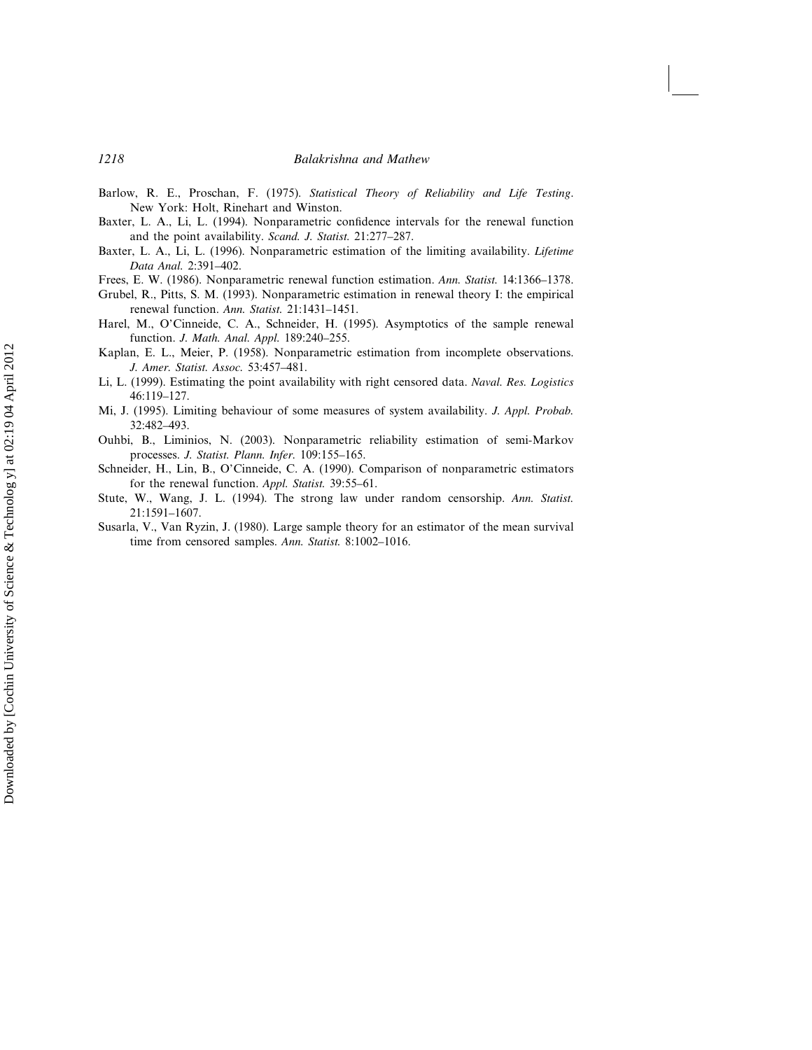Barlow, R. E., Proschan, F. (1975). *Statistical Theory of Reliability and Life Testing*. New York: Holt, Rinehart and Winston.

Baxter, L. A., Li, L. (1994). Nonparametric confidence intervals for the renewal function and the point availability. *Scand. J. Statist.* 21:277–287.

Baxter, L. A., Li, L. (1996). Nonparametric estimation of the limiting availability. *Lifetime Data Anal.* 2:391–402.

Frees, E. W. (1986). Nonparametric renewal function estimation. *Ann. Statist.* 14:1366–1378.

Grubel, R., Pitts, S. M. (1993). Nonparametric estimation in renewal theory I: the empirical renewal function. *Ann. Statist.* 21:1431–1451.

Harel, M., O'Cinneide, C. A., Schneider, H. (1995). Asymptotics of the sample renewal function. *J. Math. Anal. Appl.* 189:240–255.

Kaplan, E. L., Meier, P. (1958). Nonparametric estimation from incomplete observations. *J. Amer. Statist. Assoc.* 53:457–481.

Li, L. (1999). Estimating the point availability with right censored data. *Naval. Res. Logistics* 46:119–127.

Mi, J. (1995). Limiting behaviour of some measures of system availability. *J. Appl. Probab.* 32:482–493.

Ouhbi, B., Liminios, N. (2003). Nonparametric reliability estimation of semi-Markov processes. *J. Statist. Plann. Infer.* 109:155–165.

Schneider, H., Lin, B., O'Cinneide, C. A. (1990). Comparison of nonparametric estimators for the renewal function. *Appl. Statist.* 39:55–61.

Stute, W., Wang, J. L. (1994). The strong law under random censorship. *Ann. Statist.* 21:1591–1607.

Susarla, V., Van Ryzin, J. (1980). Large sample theory for an estimator of the mean survival time from censored samples. *Ann. Statist.* 8:1002–1016.